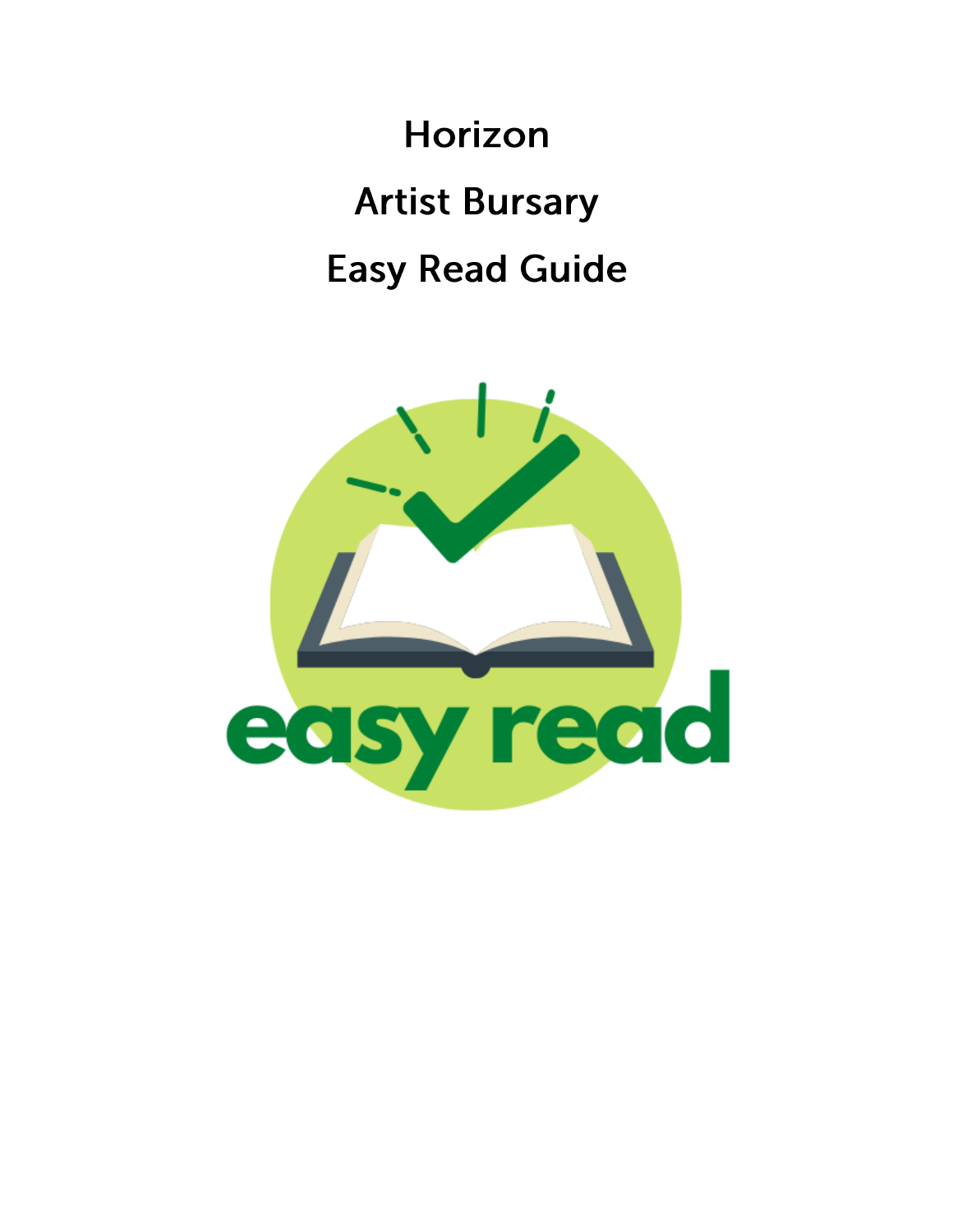# Horizon

# Artist Bursary

# Easy Read Guide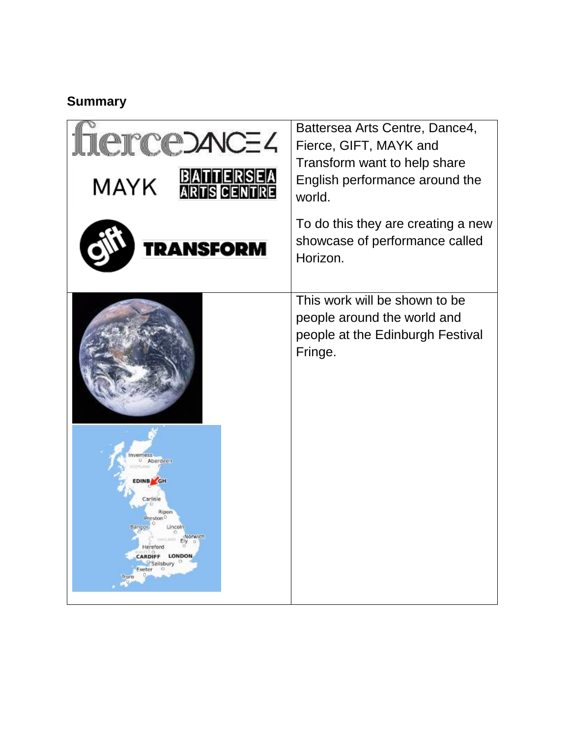## Summary

| | |
|---|---|
| | Battersea Arts Centre, Dance4, Fierce, GIFT, MAYK and Transform want to help share English performance around the world.<br><br>To do this they are creating a new showcase of performance called Horizon. |
| | This work will be shown to be people around the world and people at the Edinburgh Festival Fringe. |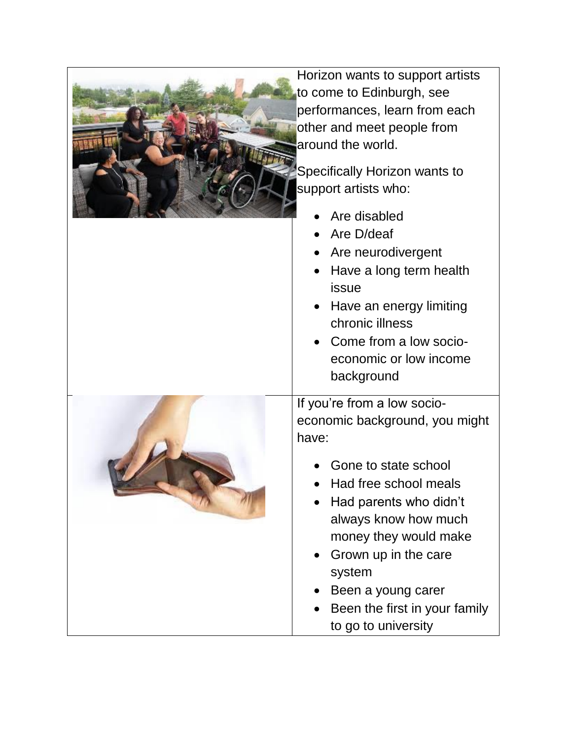Horizon wants to support artists to come to Edinburgh, see performances, learn from each other and meet people from around the world.

Specifically Horizon wants to support artists who:

- Are disabled
- Are D/deaf
- Are neurodivergent
- Have a long term health issue
- Have an energy limiting chronic illness
- Come from a low socio-economic or low income background

If you're from a low socio-economic background, you might have:

- Gone to state school
- Had free school meals
- Had parents who didn't always know how much money they would make
- Grown up in the care system
- Been a young carer
- Been the first in your family to go to university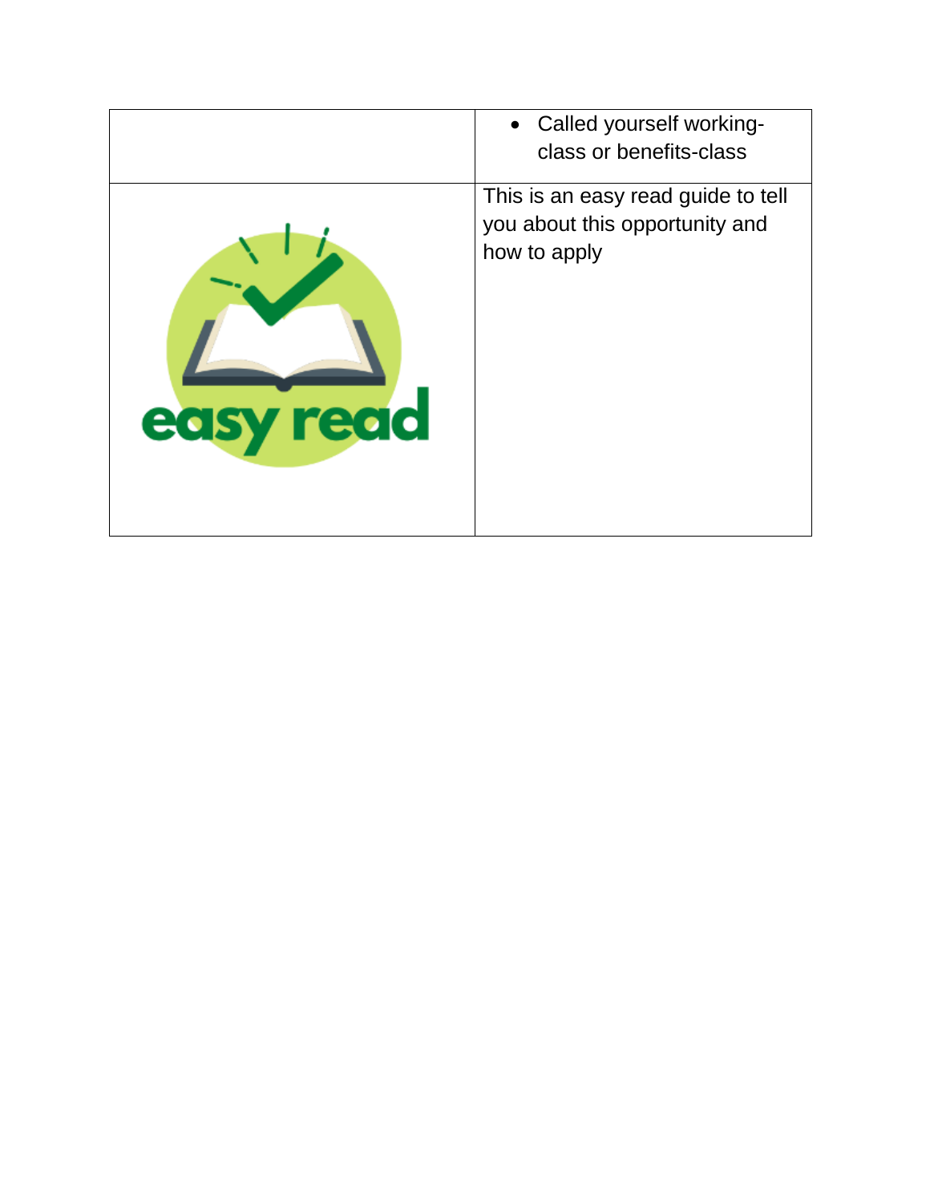| | |
|---|---|
| | • Called yourself working-class or benefits-class |
| | This is an easy read guide to tell you about this opportunity and how to apply |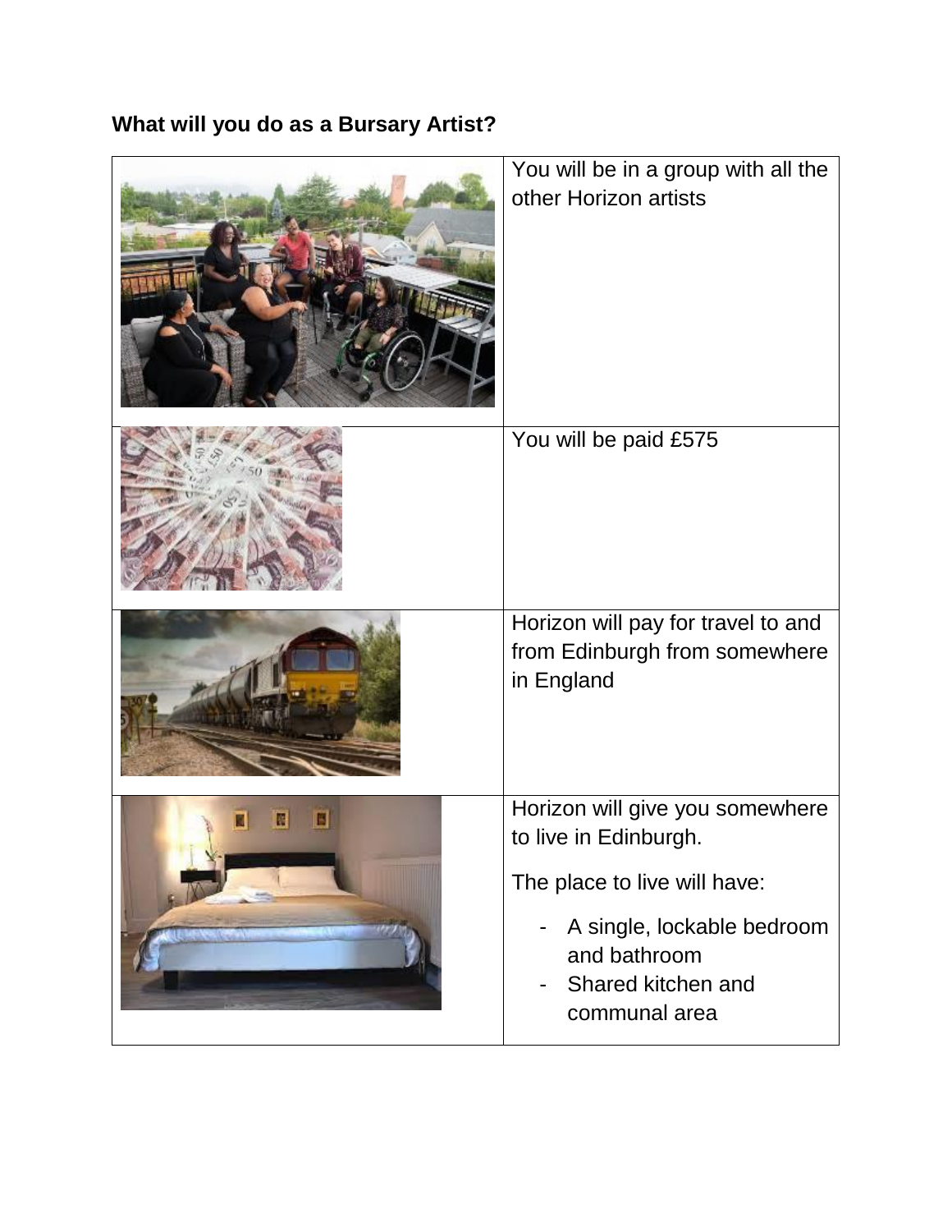**What will you do as a Bursary Artist?**

| | |
|---|---|
| | You will be in a group with all the other Horizon artists |
| | You will be paid £575 |
| | Horizon will pay for travel to and from Edinburgh from somewhere in England |
| | Horizon will give you somewhere to live in Edinburgh.<br><br>The place to live will have:<br><br>- A single, lockable bedroom and bathroom<br>- Shared kitchen and communal area |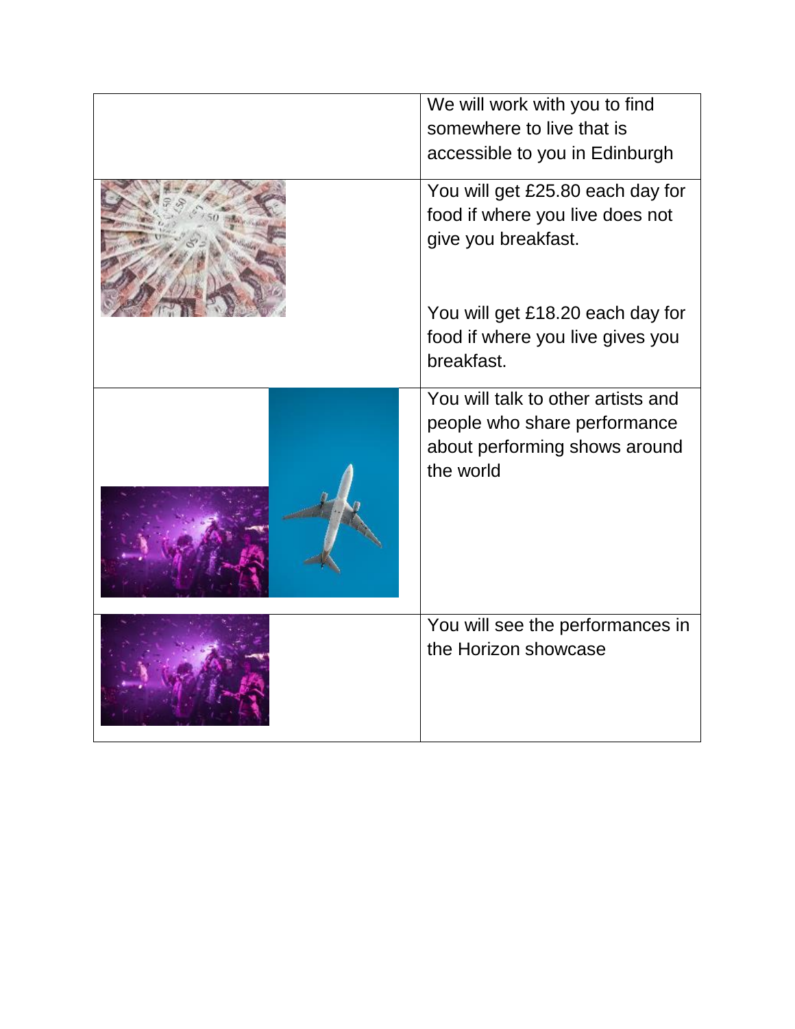| | |
|---|---|
| | We will work with you to find somewhere to live that is accessible to you in Edinburgh |
| | You will get £25.80 each day for food if where you live does not give you breakfast.<br><br>You will get £18.20 each day for food if where you live gives you breakfast. |
| | You will talk to other artists and people who share performance about performing shows around the world |
| | You will see the performances in the Horizon showcase |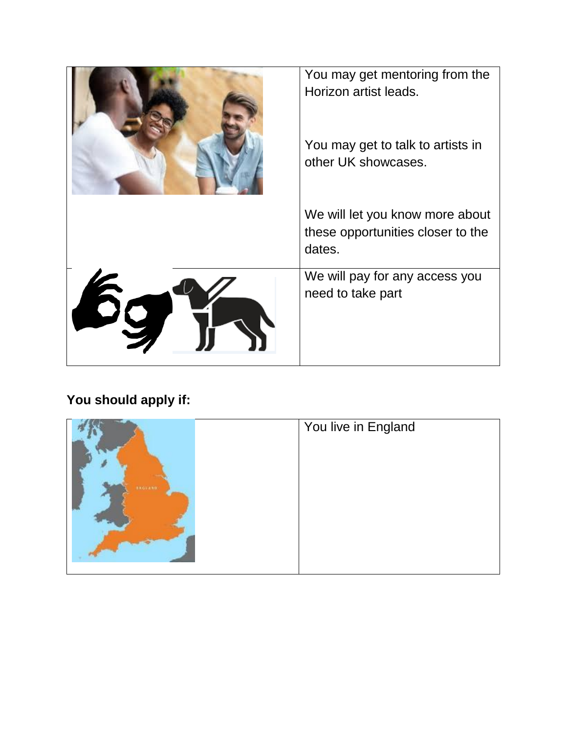You may get mentoring from the Horizon artist leads.

You may get to talk to artists in other UK showcases.

We will let you know more about these opportunities closer to the dates.

We will pay for any access you need to take part

**You should apply if:**

You live in England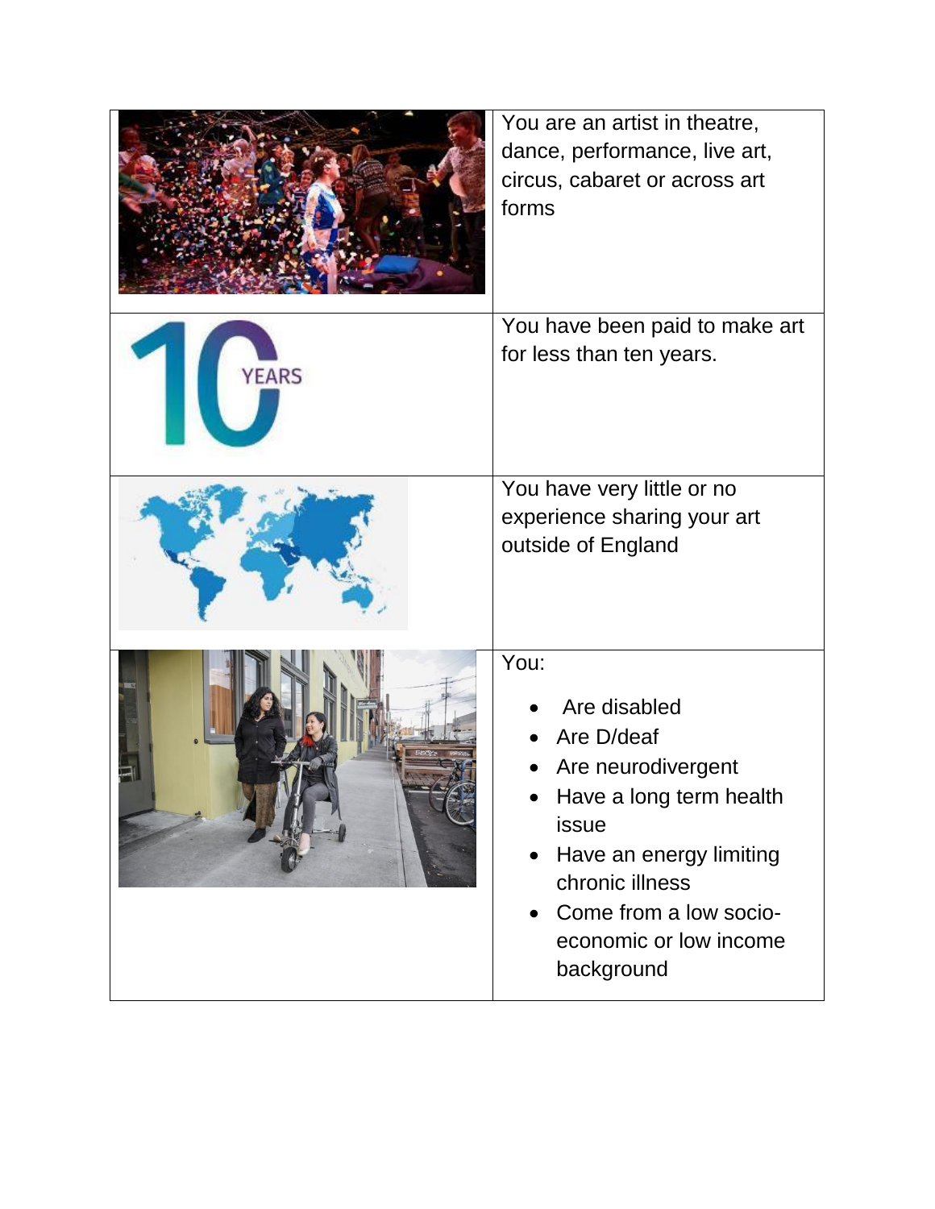| | |
|---|---|
| | You are an artist in theatre, dance, performance, live art, circus, cabaret or across art forms |
| | You have been paid to make art for less than ten years. |
| | You have very little or no experience sharing your art outside of England |
| | You:<br>• Are disabled<br>• Are D/deaf<br>• Are neurodivergent<br>• Have a long term health issue<br>• Have an energy limiting chronic illness<br>• Come from a low socio-economic or low income background |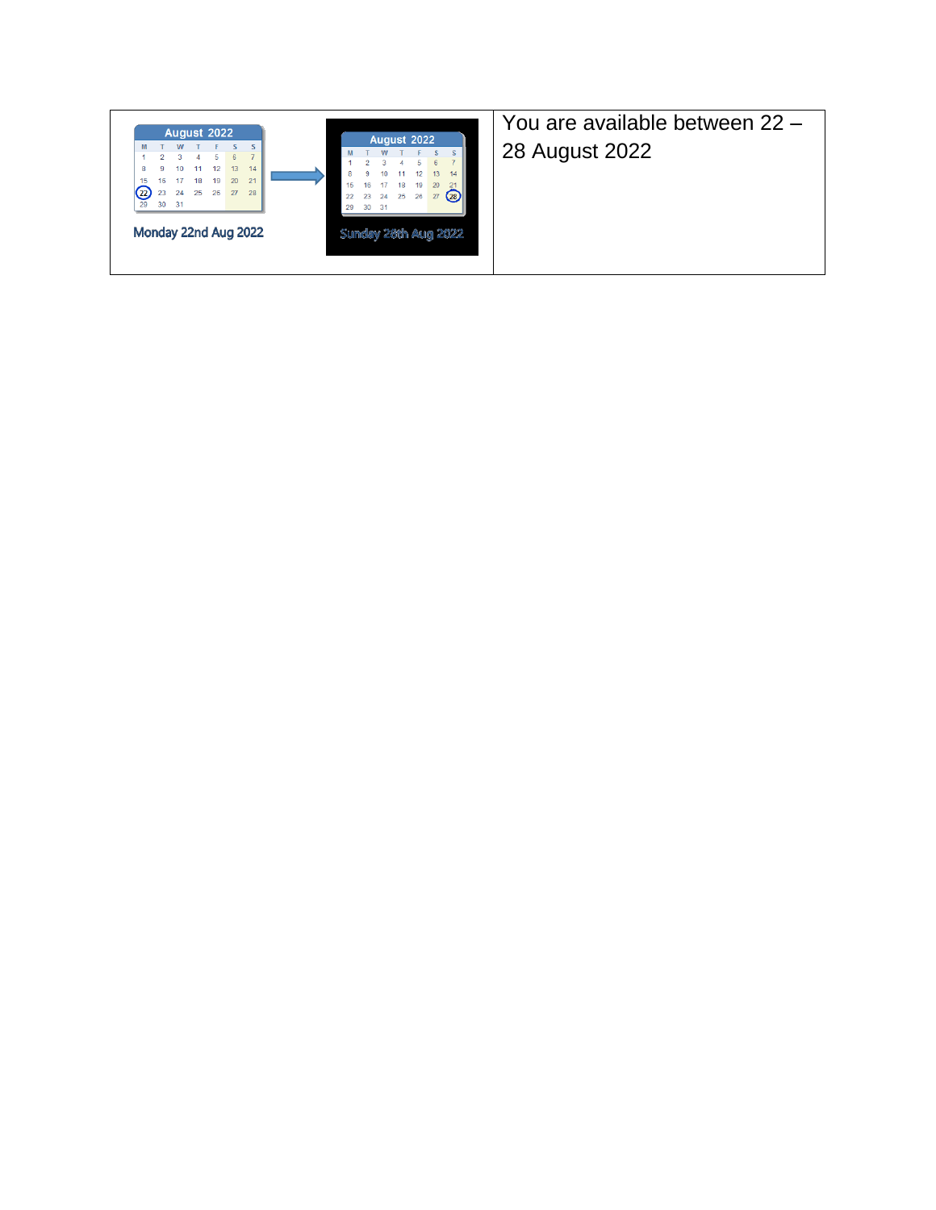| | |
|---|---|
| Monday 22nd Aug 2022 → Sunday 28th Aug 2022 | You are available between 22 – 28 August 2022 |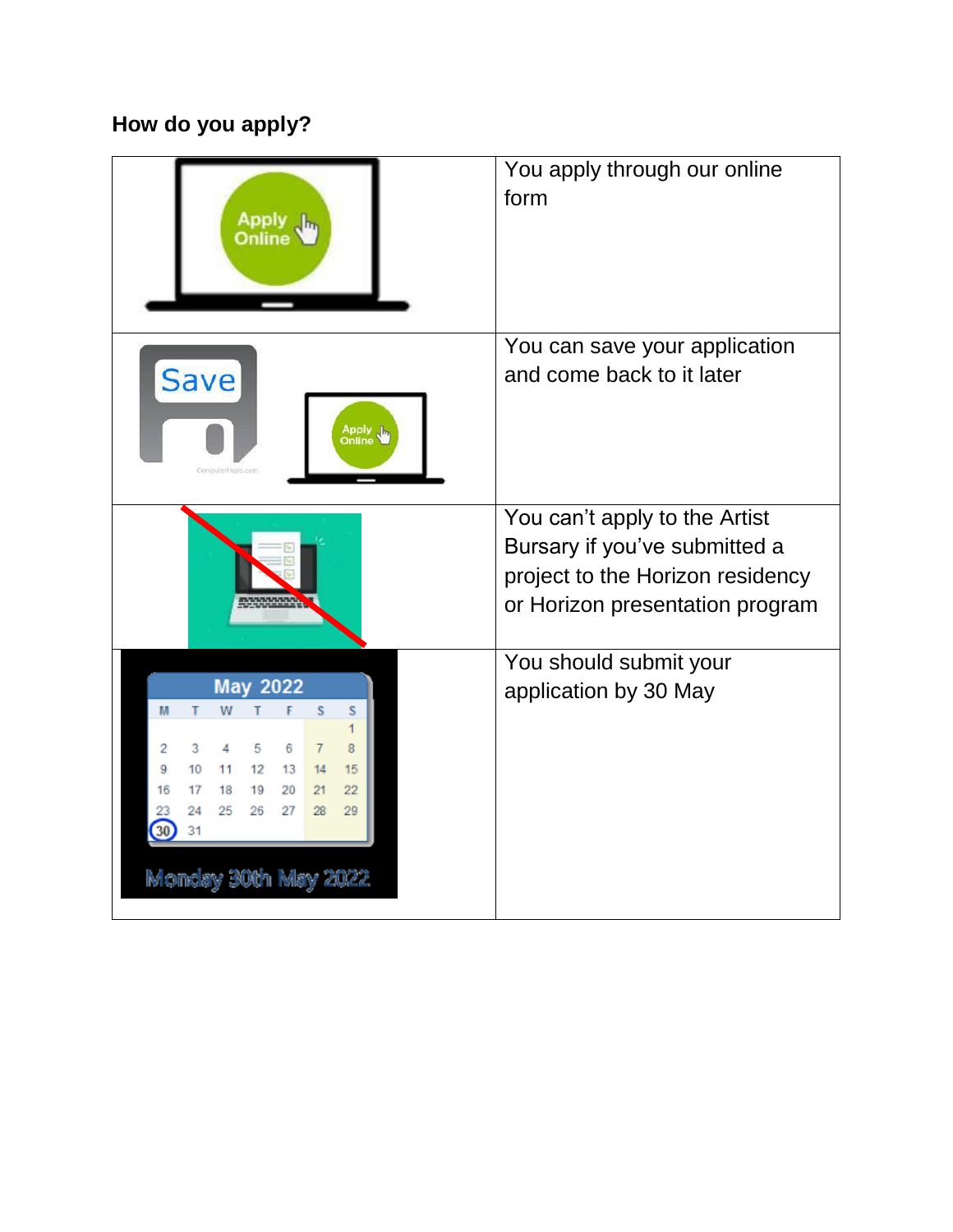## How do you apply?

| | |
|---|---|
| | You apply through our online form |
| | You can save your application and come back to it later |
| | You can't apply to the Artist Bursary if you've submitted a project to the Horizon residency or Horizon presentation program |
| | You should submit your application by 30 May |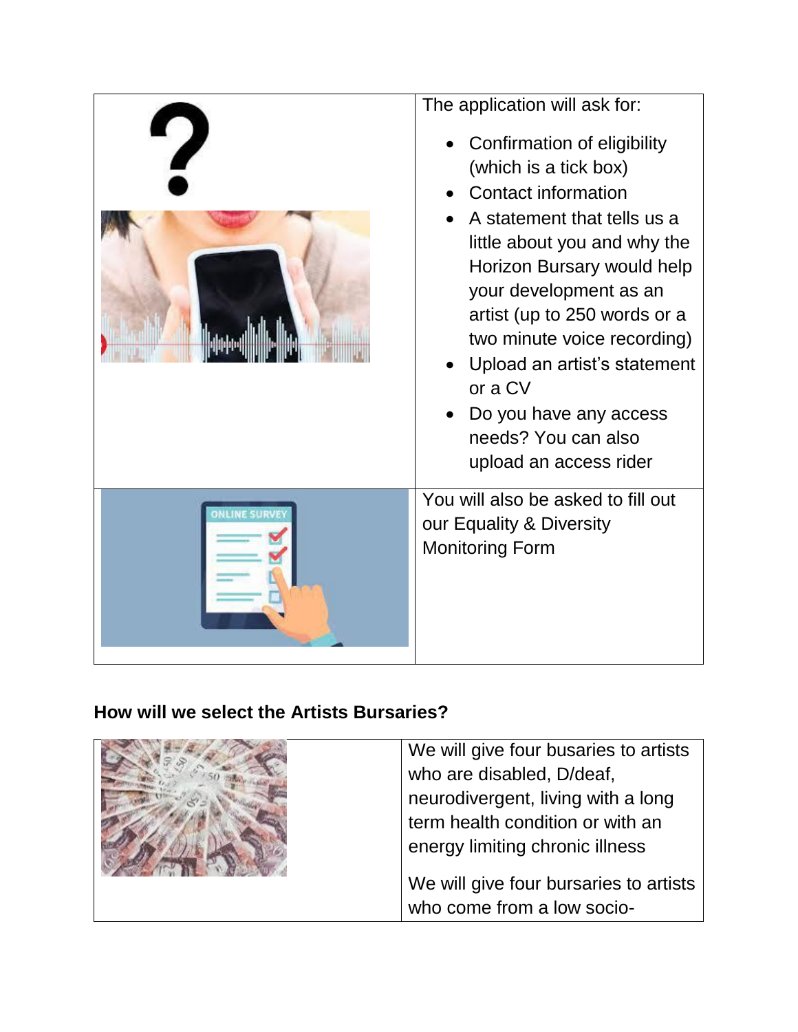The application will ask for:

- Confirmation of eligibility (which is a tick box)
- Contact information
- A statement that tells us a little about you and why the Horizon Bursary would help your development as an artist (up to 250 words or a two minute voice recording)
- Upload an artist's statement or a CV
- Do you have any access needs? You can also upload an access rider

You will also be asked to fill out our Equality & Diversity Monitoring Form

### How will we select the Artists Bursaries?

We will give four busaries to artists who are disabled, D/deaf, neurodivergent, living with a long term health condition or with an energy limiting chronic illness

We will give four bursaries to artists who come from a low socio-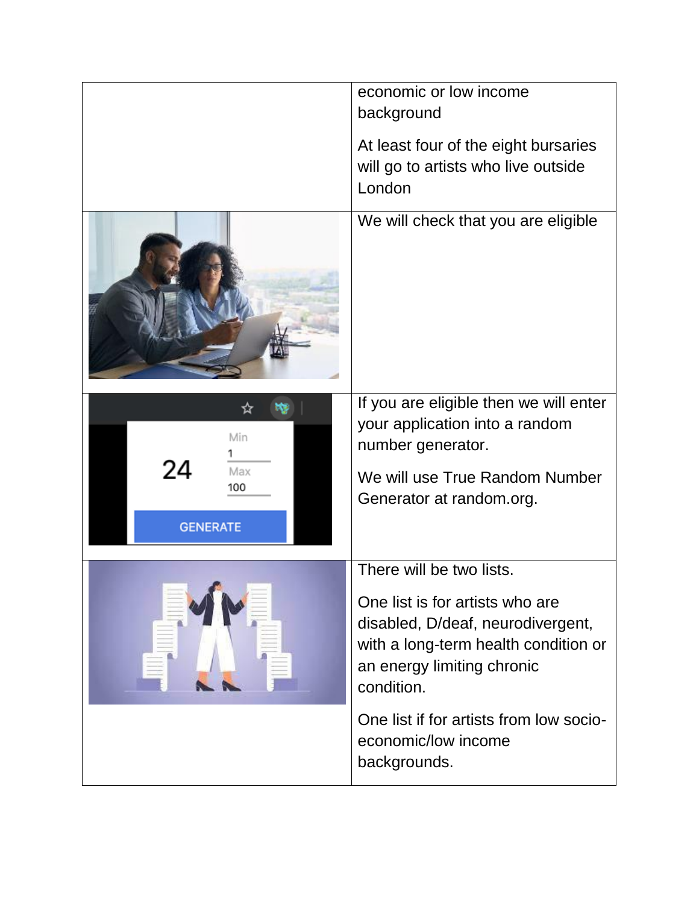| | |
|---|---|
| | economic or low income background<br><br>At least four of the eight bursaries will go to artists who live outside London |
| | We will check that you are eligible |
| | If you are eligible then we will enter your application into a random number generator.<br><br>We will use True Random Number Generator at random.org. |
| | There will be two lists.<br><br>One list is for artists who are disabled, D/deaf, neurodivergent, with a long-term health condition or an energy limiting chronic condition.<br><br>One list if for artists from low socio-economic/low income backgrounds. |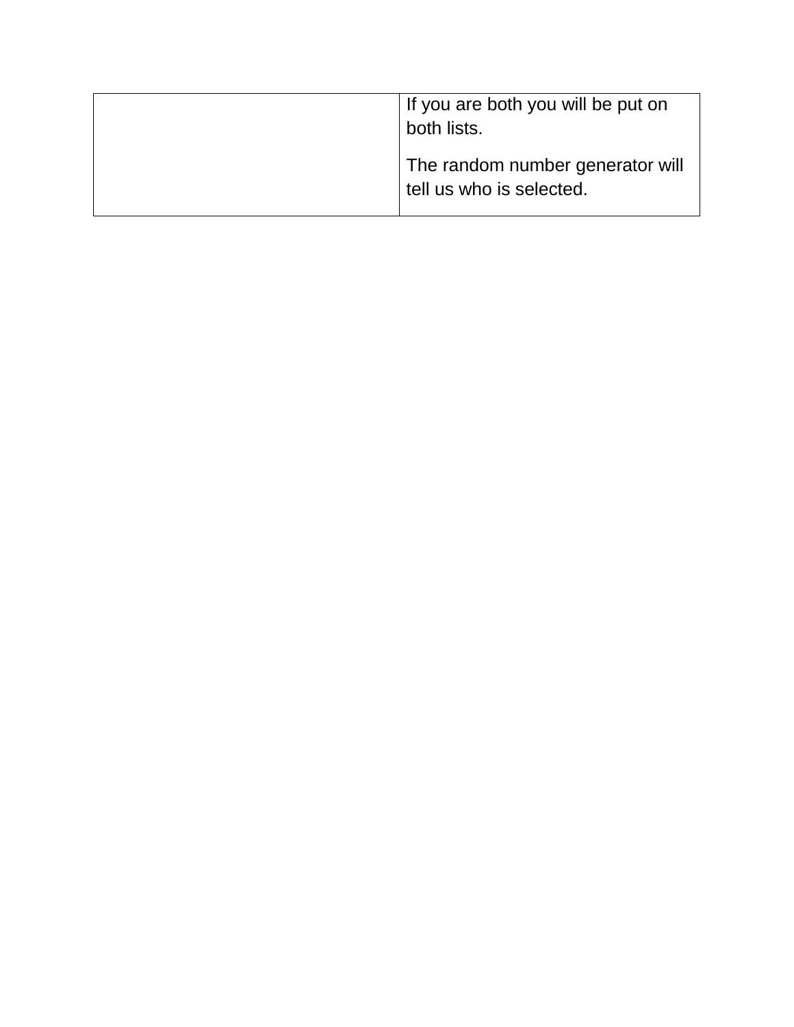| | |
|---|---|
| | If you are both you will be put on both lists.<br><br>The random number generator will tell us who is selected. |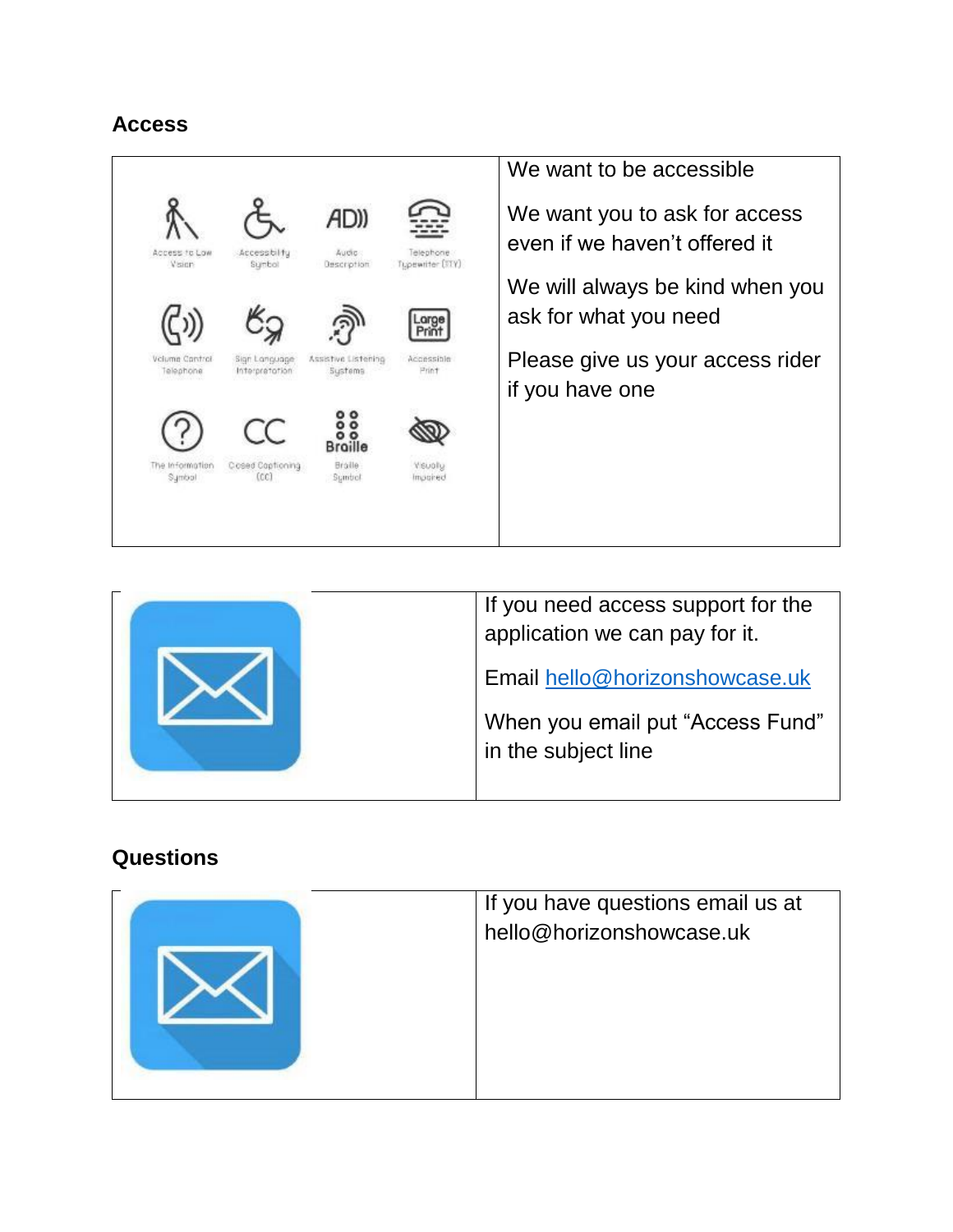## Access

| | |
|---|---|
| Access to Low Vision, Accessibility Symbol, Audio Description, Telephone Typewriter (TTY), Volume Control Telephone, Sign Language Interpretation, Assistive Listening Systems, Accessible Print, The Information Symbol, Closed Captioning (CC), Braille Symbol, Visually Impaired | We want to be accessible<br><br>We want you to ask for access even if we haven't offered it<br><br>We will always be kind when you ask for what you need<br><br>Please give us your access rider if you have one |

| | |
|---|---|
| | If you need access support for the application we can pay for it.<br><br>Email hello@horizonshowcase.uk<br><br>When you email put "Access Fund" in the subject line |

## Questions

| | |
|---|---|
| | If you have questions email us at hello@horizonshowcase.uk |